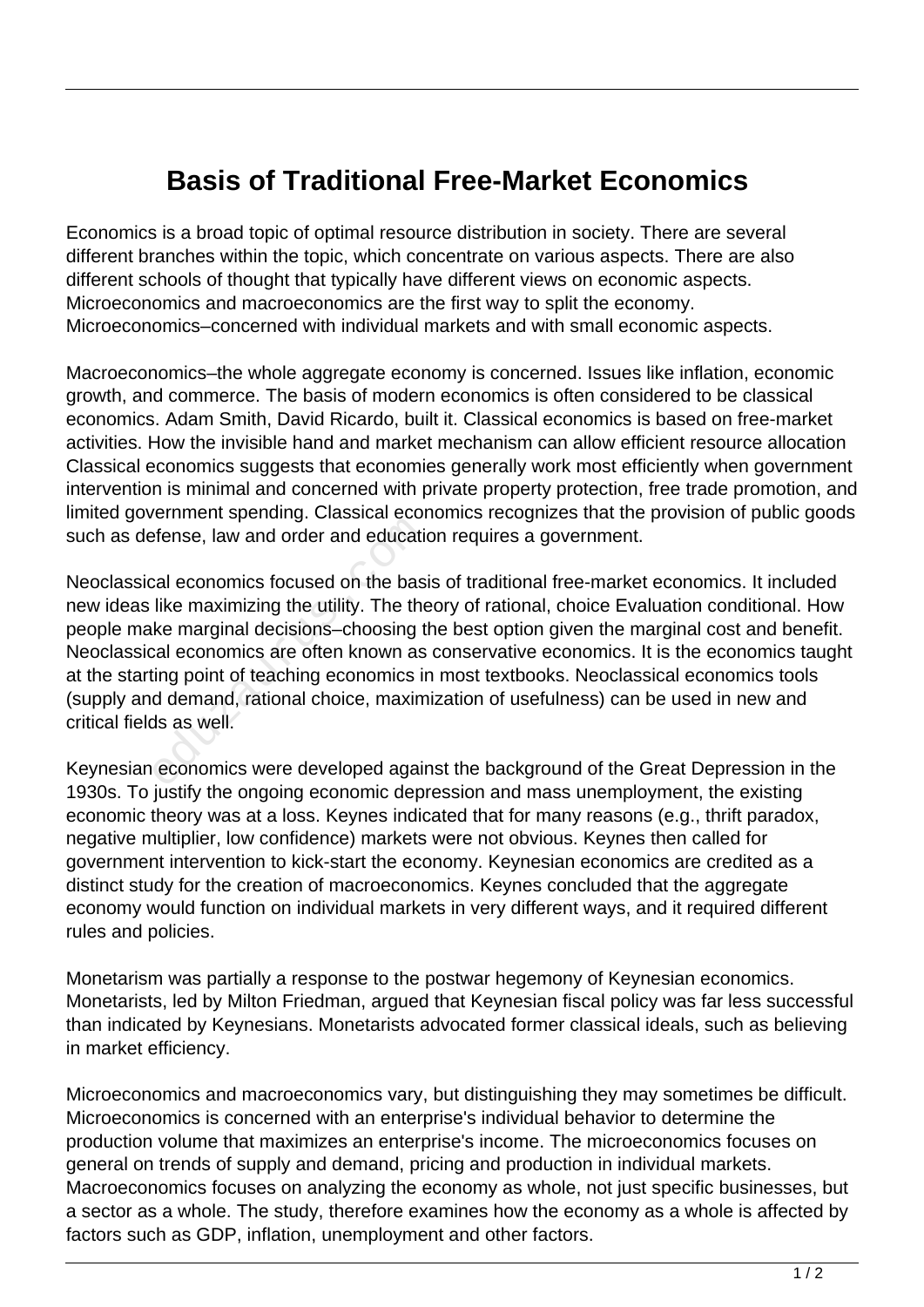# Basis of Traditional Free-Market Economics

Economics is a broad topic of optimal resource distribution in society. There are several different branches within the topic, which concentrate on various aspects. There are also different schools of thought that typically have different views on economic aspects. Microeconomics and macroeconomics are the first way to split the economy. Microeconomics–concerned with individual markets and with small economic aspects.

Macroeconomics–the whole aggregate economy is concerned. Issues like inflation, economic growth, and commerce. The basis of modern economics is often considered to be classical economics. Adam Smith, David Ricardo, built it. Classical economics is based on free-market activities. How the invisible hand and market mechanism can allow efficient resource allocation Classical economics suggests that economies generally work most efficiently when government intervention is minimal and concerned with private property protection, free trade promotion, and limited government spending. Classical economics recognizes that the provision of public goods such as defense, law and order and education requires a government.

Neoclassical economics focused on the basis of traditional free-market economics. It included new ideas like maximizing the utility. The theory of rational, choice Evaluation conditional. How people make marginal decisions–choosing the best option given the marginal cost and benefit. Neoclassical economics are often known as conservative economics. It is the economics taught at the starting point of teaching economics in most textbooks. Neoclassical economics tools (supply and demand, rational choice, maximization of usefulness) can be used in new and critical fields as well.

Keynesian economics were developed against the background of the Great Depression in the 1930s. To justify the ongoing economic depression and mass unemployment, the existing economic theory was at a loss. Keynes indicated that for many reasons (e.g., thrift paradox, negative multiplier, low confidence) markets were not obvious. Keynes then called for government intervention to kick-start the economy. Keynesian economics are credited as a distinct study for the creation of macroeconomics. Keynes concluded that the aggregate economy would function on individual markets in very different ways, and it required different rules and policies.

Monetarism was partially a response to the postwar hegemony of Keynesian economics. Monetarists, led by Milton Friedman, argued that Keynesian fiscal policy was far less successful than indicated by Keynesians. Monetarists advocated former classical ideals, such as believing in market efficiency.

Microeconomics and macroeconomics vary, but distinguishing they may sometimes be difficult. Microeconomics is concerned with an enterprise's individual behavior to determine the production volume that maximizes an enterprise's income. The microeconomics focuses on general on trends of supply and demand, pricing and production in individual markets. Macroeconomics focuses on analyzing the economy as whole, not just specific businesses, but a sector as a whole. The study, therefore examines how the economy as a whole is affected by factors such as GDP, inflation, unemployment and other factors.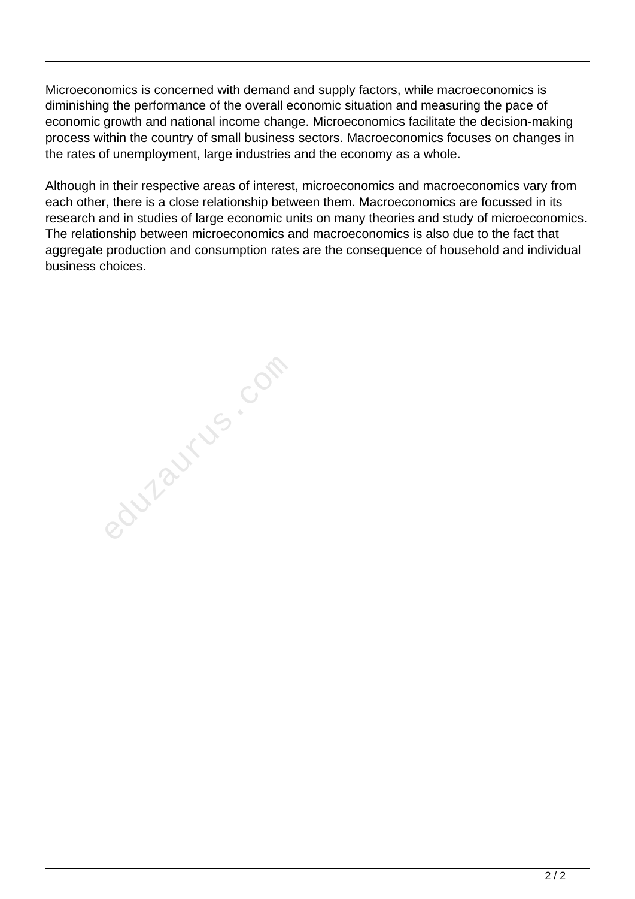Microeconomics is concerned with demand and supply factors, while macroeconomics is diminishing the performance of the overall economic situation and measuring the pace of economic growth and national income change. Microeconomics facilitate the decision-making process within the country of small business sectors. Macroeconomics focuses on changes in the rates of unemployment, large industries and the economy as a whole.

Although in their respective areas of interest, microeconomics and macroeconomics vary from each other, there is a close relationship between them. Macroeconomics are focussed in its research and in studies of large economic units on many theories and study of microeconomics. The relationship between microeconomics and macroeconomics is also due to the fact that aggregate production and consumption rates are the consequence of household and individual business choices.